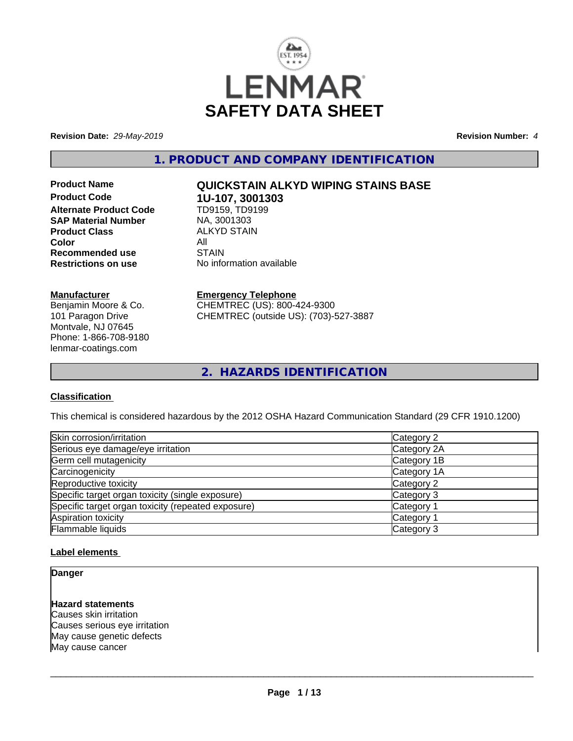LENMAR

# SAFETY DATA SHEET

**Revision Date:** *29-May-2019* **Revision Number:** *4*

## 1. PRODUCT AND COMPANY IDENTIFICATION

| | |
|---|---|
| **Product Name** | **QUICKSTAIN ALKYD WIPING STAINS BASE** |
| **Product Code** | **1U-107, 3001303** |
| **Alternate Product Code** | TD9159, TD9199 |
| **SAP Material Number** | NA, 3001303 |
| **Product Class** | ALKYD STAIN |
| **Color** | All |
| **Recommended use** | STAIN |
| **Restrictions on use** | No information available |

**Manufacturer**
Benjamin Moore & Co.
101 Paragon Drive
Montvale, NJ 07645
Phone: 1-866-708-9180
lenmar-coatings.com

**Emergency Telephone**
CHEMTREC (US): 800-424-9300
CHEMTREC (outside US): (703)-527-3887

## 2. HAZARDS IDENTIFICATION

**Classification**

This chemical is considered hazardous by the 2012 OSHA Hazard Communication Standard (29 CFR 1910.1200)

| | |
|---|---|
| Skin corrosion/irritation | Category 2 |
| Serious eye damage/eye irritation | Category 2A |
| Germ cell mutagenicity | Category 1B |
| Carcinogenicity | Category 1A |
| Reproductive toxicity | Category 2 |
| Specific target organ toxicity (single exposure) | Category 3 |
| Specific target organ toxicity (repeated exposure) | Category 1 |
| Aspiration toxicity | Category 1 |
| Flammable liquids | Category 3 |

**Label elements**

**Danger**

**Hazard statements**
Causes skin irritation
Causes serious eye irritation
May cause genetic defects
May cause cancer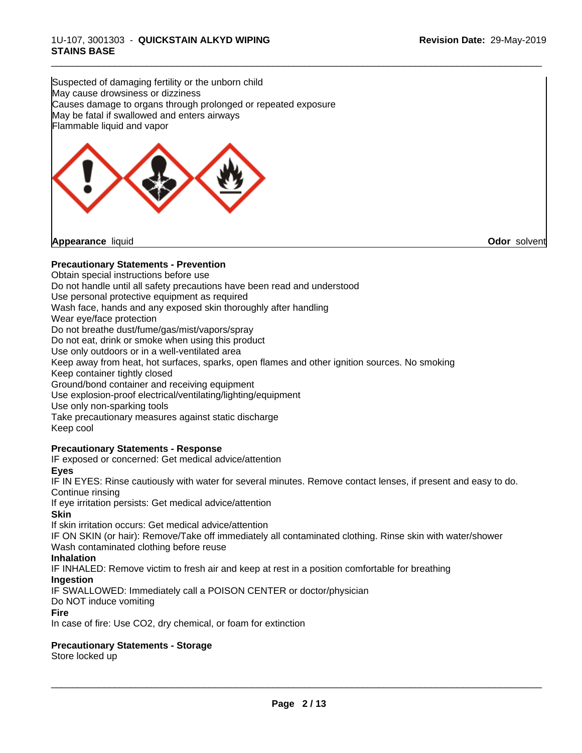Suspected of damaging fertility or the unborn child
May cause drowsiness or dizziness
Causes damage to organs through prolonged or repeated exposure
May be fatal if swallowed and enters airways
Flammable liquid and vapor

**Appearance** liquid **Odor** solvent

**Precautionary Statements - Prevention**

Obtain special instructions before use
Do not handle until all safety precautions have been read and understood
Use personal protective equipment as required
Wash face, hands and any exposed skin thoroughly after handling
Wear eye/face protection
Do not breathe dust/fume/gas/mist/vapors/spray
Do not eat, drink or smoke when using this product
Use only outdoors or in a well-ventilated area
Keep away from heat, hot surfaces, sparks, open flames and other ignition sources. No smoking
Keep container tightly closed
Ground/bond container and receiving equipment
Use explosion-proof electrical/ventilating/lighting/equipment
Use only non-sparking tools
Take precautionary measures against static discharge
Keep cool

**Precautionary Statements - Response**

IF exposed or concerned: Get medical advice/attention

**Eyes**

IF IN EYES: Rinse cautiously with water for several minutes. Remove contact lenses, if present and easy to do. Continue rinsing
If eye irritation persists: Get medical advice/attention

**Skin**

If skin irritation occurs: Get medical advice/attention
IF ON SKIN (or hair): Remove/Take off immediately all contaminated clothing. Rinse skin with water/shower
Wash contaminated clothing before reuse

**Inhalation**

IF INHALED: Remove victim to fresh air and keep at rest in a position comfortable for breathing

**Ingestion**

IF SWALLOWED: Immediately call a POISON CENTER or doctor/physician
Do NOT induce vomiting

**Fire**

In case of fire: Use CO2, dry chemical, or foam for extinction

**Precautionary Statements - Storage**

Store locked up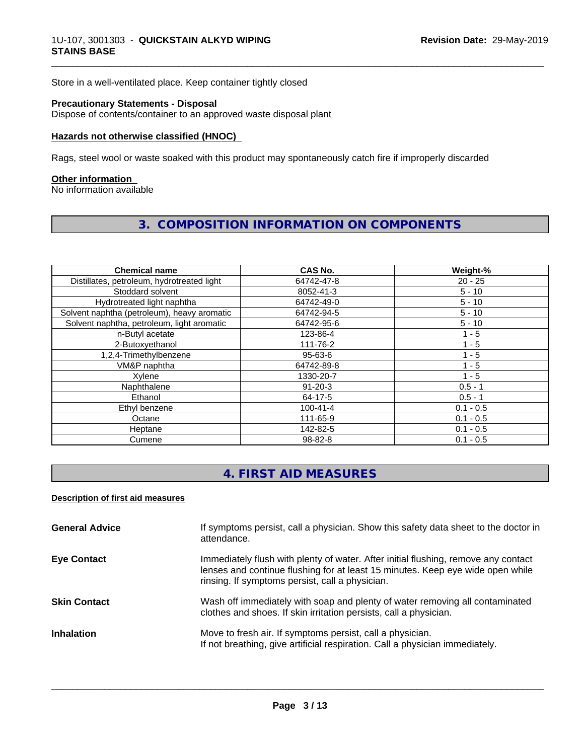Store in a well-ventilated place. Keep container tightly closed

**Precautionary Statements - Disposal**

Dispose of contents/container to an approved waste disposal plant

**Hazards not otherwise classified (HNOC)**

Rags, steel wool or waste soaked with this product may spontaneously catch fire if improperly discarded

**Other information**

No information available

## 3. COMPOSITION INFORMATION ON COMPONENTS

| Chemical name | CAS No. | Weight-% |
|---|---|---|
| Distillates, petroleum, hydrotreated light | 64742-47-8 | 20 - 25 |
| Stoddard solvent | 8052-41-3 | 5 - 10 |
| Hydrotreated light naphtha | 64742-49-0 | 5 - 10 |
| Solvent naphtha (petroleum), heavy aromatic | 64742-94-5 | 5 - 10 |
| Solvent naphtha, petroleum, light aromatic | 64742-95-6 | 5 - 10 |
| n-Butyl acetate | 123-86-4 | 1 - 5 |
| 2-Butoxyethanol | 111-76-2 | 1 - 5 |
| 1,2,4-Trimethylbenzene | 95-63-6 | 1 - 5 |
| VM&P naphtha | 64742-89-8 | 1 - 5 |
| Xylene | 1330-20-7 | 1 - 5 |
| Naphthalene | 91-20-3 | 0.5 - 1 |
| Ethanol | 64-17-5 | 0.5 - 1 |
| Ethyl benzene | 100-41-4 | 0.1 - 0.5 |
| Octane | 111-65-9 | 0.1 - 0.5 |
| Heptane | 142-82-5 | 0.1 - 0.5 |
| Cumene | 98-82-8 | 0.1 - 0.5 |

## 4. FIRST AID MEASURES

**Description of first aid measures**

**General Advice**
If symptoms persist, call a physician. Show this safety data sheet to the doctor in attendance.

**Eye Contact**
Immediately flush with plenty of water. After initial flushing, remove any contact lenses and continue flushing for at least 15 minutes. Keep eye wide open while rinsing. If symptoms persist, call a physician.

**Skin Contact**
Wash off immediately with soap and plenty of water removing all contaminated clothes and shoes. If skin irritation persists, call a physician.

**Inhalation**
Move to fresh air. If symptoms persist, call a physician.
If not breathing, give artificial respiration. Call a physician immediately.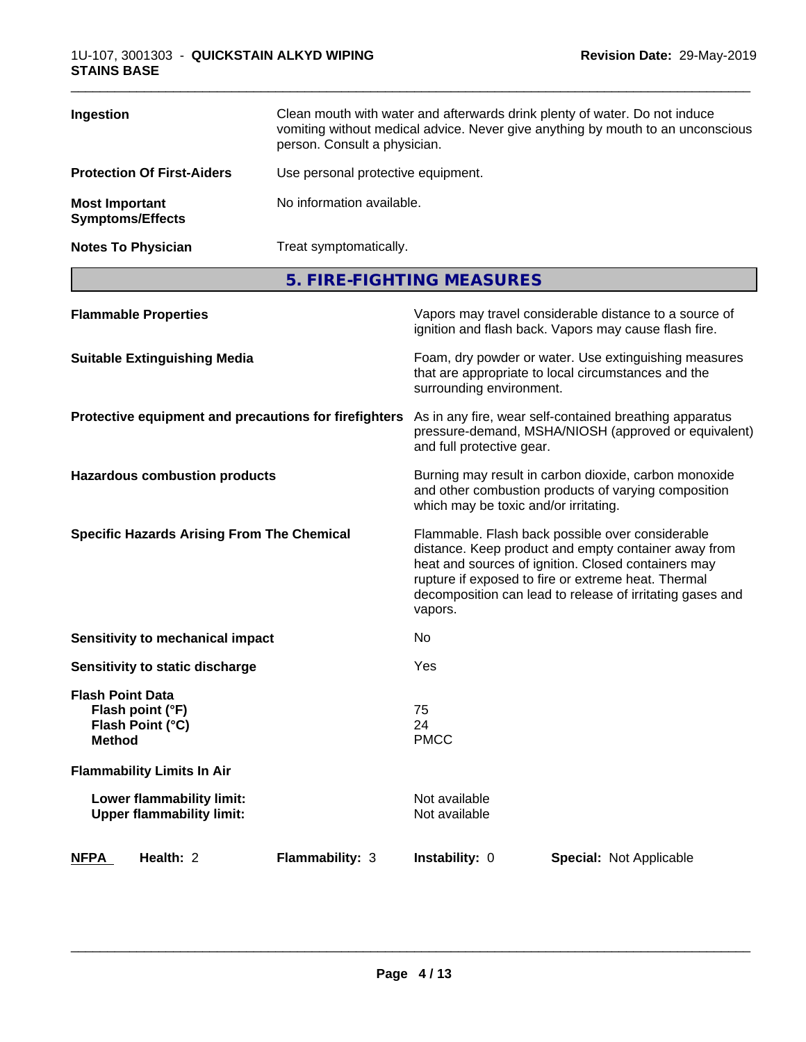| | |
|---|---|
| **Ingestion** | Clean mouth with water and afterwards drink plenty of water. Do not induce vomiting without medical advice. Never give anything by mouth to an unconscious person. Consult a physician. |
| **Protection Of First-Aiders** | Use personal protective equipment. |
| **Most Important Symptoms/Effects** | No information available. |
| **Notes To Physician** | Treat symptomatically. |

## 5. FIRE-FIGHTING MEASURES

| | |
|---|---|
| **Flammable Properties** | Vapors may travel considerable distance to a source of ignition and flash back. Vapors may cause flash fire. |
| **Suitable Extinguishing Media** | Foam, dry powder or water. Use extinguishing measures that are appropriate to local circumstances and the surrounding environment. |
| **Protective equipment and precautions for firefighters** | As in any fire, wear self-contained breathing apparatus pressure-demand, MSHA/NIOSH (approved or equivalent) and full protective gear. |
| **Hazardous combustion products** | Burning may result in carbon dioxide, carbon monoxide and other combustion products of varying composition which may be toxic and/or irritating. |
| **Specific Hazards Arising From The Chemical** | Flammable. Flash back possible over considerable distance. Keep product and empty container away from heat and sources of ignition. Closed containers may rupture if exposed to fire or extreme heat. Thermal decomposition can lead to release of irritating gases and vapors. |
| **Sensitivity to mechanical impact** | No |
| **Sensitivity to static discharge** | Yes |

**Flash Point Data**

| | |
|---|---|
| **Flash point (°F)** | 75 |
| **Flash Point (°C)** | 24 |
| **Method** | PMCC |

**Flammability Limits In Air**

| | |
|---|---|
| **Lower flammability limit:** | Not available |
| **Upper flammability limit:** | Not available |

| **NFPA** | **Health:** 2 | **Flammability:** 3 | **Instability:** 0 | **Special:** Not Applicable |
|---|---|---|---|---|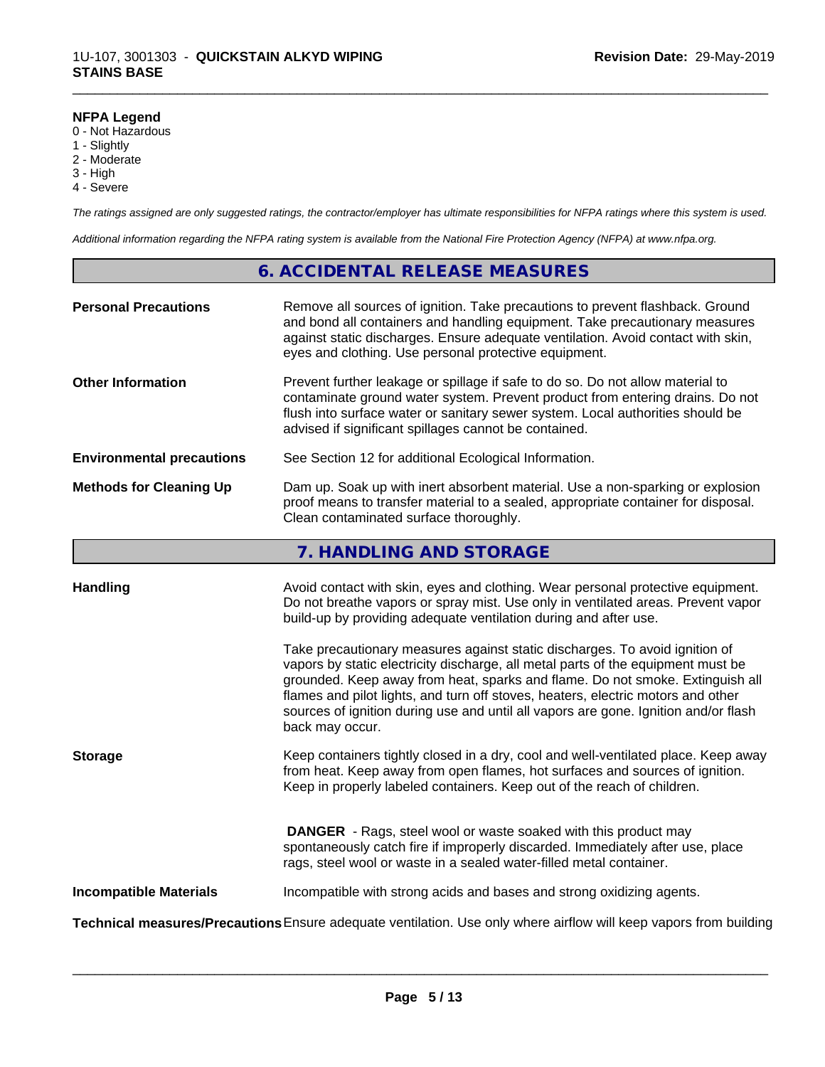**NFPA Legend**

0 - Not Hazardous
1 - Slightly
2 - Moderate
3 - High
4 - Severe

*The ratings assigned are only suggested ratings, the contractor/employer has ultimate responsibilities for NFPA ratings where this system is used.*

*Additional information regarding the NFPA rating system is available from the National Fire Protection Agency (NFPA) at www.nfpa.org.*

## 6. ACCIDENTAL RELEASE MEASURES

**Personal Precautions** Remove all sources of ignition. Take precautions to prevent flashback. Ground and bond all containers and handling equipment. Take precautionary measures against static discharges. Ensure adequate ventilation. Avoid contact with skin, eyes and clothing. Use personal protective equipment.

**Other Information** Prevent further leakage or spillage if safe to do so. Do not allow material to contaminate ground water system. Prevent product from entering drains. Do not flush into surface water or sanitary sewer system. Local authorities should be advised if significant spillages cannot be contained.

**Environmental precautions** See Section 12 for additional Ecological Information.

**Methods for Cleaning Up** Dam up. Soak up with inert absorbent material. Use a non-sparking or explosion proof means to transfer material to a sealed, appropriate container for disposal. Clean contaminated surface thoroughly.

## 7. HANDLING AND STORAGE

**Handling** Avoid contact with skin, eyes and clothing. Wear personal protective equipment. Do not breathe vapors or spray mist. Use only in ventilated areas. Prevent vapor build-up by providing adequate ventilation during and after use.

Take precautionary measures against static discharges. To avoid ignition of vapors by static electricity discharge, all metal parts of the equipment must be grounded. Keep away from heat, sparks and flame. Do not smoke. Extinguish all flames and pilot lights, and turn off stoves, heaters, electric motors and other sources of ignition during use and until all vapors are gone. Ignition and/or flash back may occur.

**Storage** Keep containers tightly closed in a dry, cool and well-ventilated place. Keep away from heat. Keep away from open flames, hot surfaces and sources of ignition. Keep in properly labeled containers. Keep out of the reach of children.

**DANGER** - Rags, steel wool or waste soaked with this product may spontaneously catch fire if improperly discarded. Immediately after use, place rags, steel wool or waste in a sealed water-filled metal container.

**Incompatible Materials** Incompatible with strong acids and bases and strong oxidizing agents.

**Technical measures/Precautions** Ensure adequate ventilation. Use only where airflow will keep vapors from building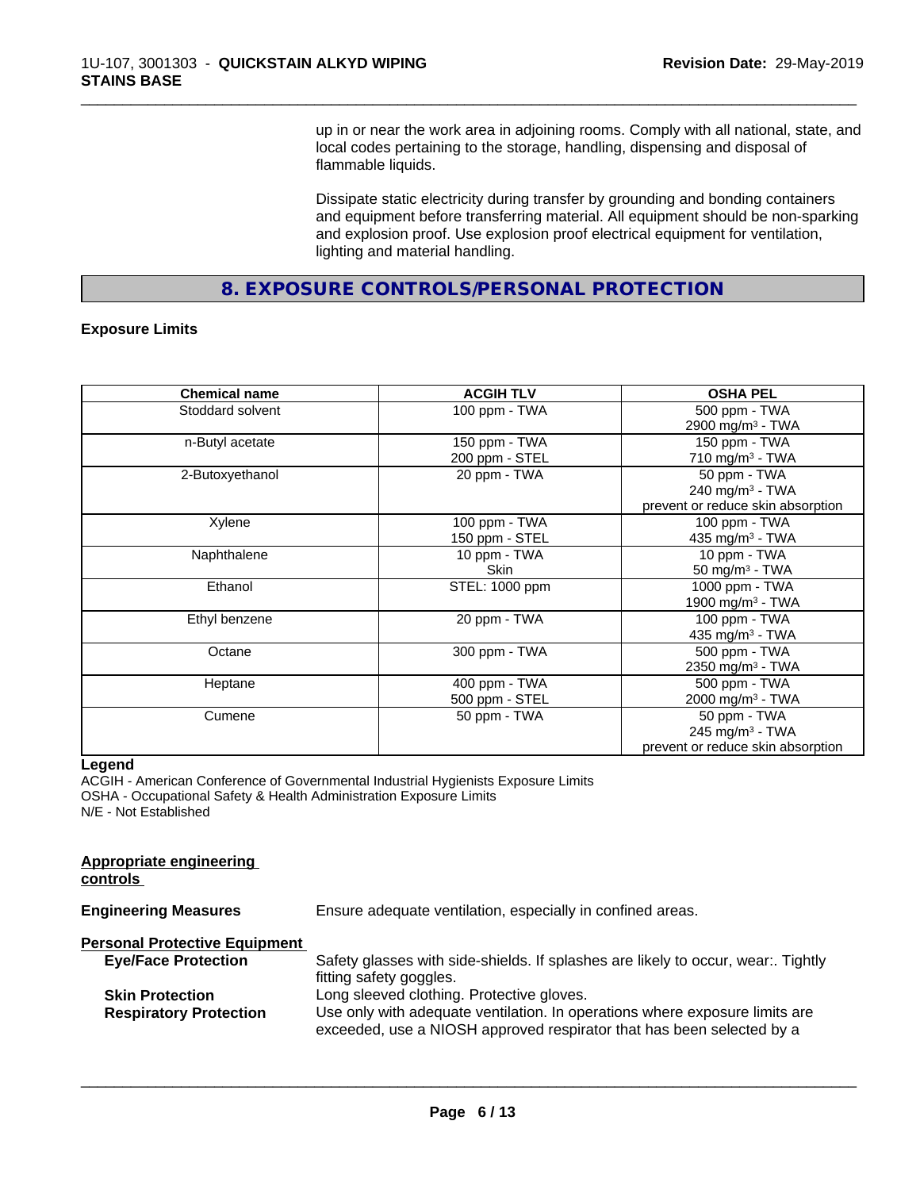up in or near the work area in adjoining rooms. Comply with all national, state, and local codes pertaining to the storage, handling, dispensing and disposal of flammable liquids.

Dissipate static electricity during transfer by grounding and bonding containers and equipment before transferring material. All equipment should be non-sparking and explosion proof. Use explosion proof electrical equipment for ventilation, lighting and material handling.

## 8. EXPOSURE CONTROLS/PERSONAL PROTECTION

**Exposure Limits**

| Chemical name | ACGIH TLV | OSHA PEL |
|---|---|---|
| Stoddard solvent | 100 ppm - TWA | 500 ppm - TWA<br>2900 mg/m³ - TWA |
| n-Butyl acetate | 150 ppm - TWA<br>200 ppm - STEL | 150 ppm - TWA<br>710 mg/m³ - TWA |
| 2-Butoxyethanol | 20 ppm - TWA | 50 ppm - TWA<br>240 mg/m³ - TWA<br>prevent or reduce skin absorption |
| Xylene | 100 ppm - TWA<br>150 ppm - STEL | 100 ppm - TWA<br>435 mg/m³ - TWA |
| Naphthalene | 10 ppm - TWA<br>Skin | 10 ppm - TWA<br>50 mg/m³ - TWA |
| Ethanol | STEL: 1000 ppm | 1000 ppm - TWA<br>1900 mg/m³ - TWA |
| Ethyl benzene | 20 ppm - TWA | 100 ppm - TWA<br>435 mg/m³ - TWA |
| Octane | 300 ppm - TWA | 500 ppm - TWA<br>2350 mg/m³ - TWA |
| Heptane | 400 ppm - TWA<br>500 ppm - STEL | 500 ppm - TWA<br>2000 mg/m³ - TWA |
| Cumene | 50 ppm - TWA | 50 ppm - TWA<br>245 mg/m³ - TWA<br>prevent or reduce skin absorption |

**Legend**

ACGIH - American Conference of Governmental Industrial Hygienists Exposure Limits
OSHA - Occupational Safety & Health Administration Exposure Limits
N/E - Not Established

**Appropriate engineering controls**

**Engineering Measures** Ensure adequate ventilation, especially in confined areas.

**Personal Protective Equipment**

**Eye/Face Protection** Safety glasses with side-shields. If splashes are likely to occur, wear:. Tightly fitting safety goggles.

**Skin Protection** Long sleeved clothing. Protective gloves.

**Respiratory Protection** Use only with adequate ventilation. In operations where exposure limits are exceeded, use a NIOSH approved respirator that has been selected by a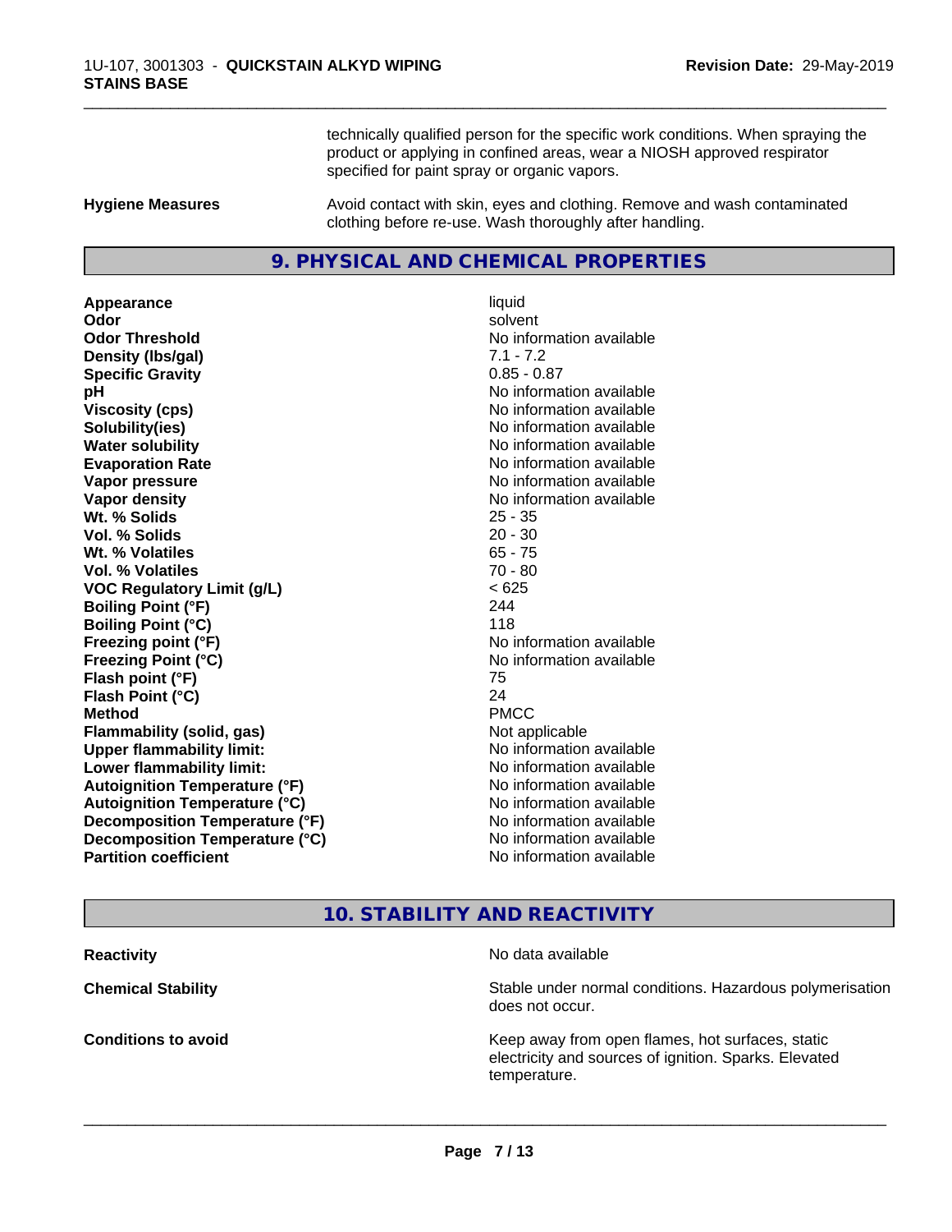technically qualified person for the specific work conditions. When spraying the product or applying in confined areas, wear a NIOSH approved respirator specified for paint spray or organic vapors.

**Hygiene Measures** — Avoid contact with skin, eyes and clothing. Remove and wash contaminated clothing before re-use. Wash thoroughly after handling.

## 9. PHYSICAL AND CHEMICAL PROPERTIES

| | |
|---|---|
| **Appearance** | liquid |
| **Odor** | solvent |
| **Odor Threshold** | No information available |
| **Density (lbs/gal)** | 7.1 - 7.2 |
| **Specific Gravity** | 0.85 - 0.87 |
| **pH** | No information available |
| **Viscosity (cps)** | No information available |
| **Solubility(ies)** | No information available |
| **Water solubility** | No information available |
| **Evaporation Rate** | No information available |
| **Vapor pressure** | No information available |
| **Vapor density** | No information available |
| **Wt. % Solids** | 25 - 35 |
| **Vol. % Solids** | 20 - 30 |
| **Wt. % Volatiles** | 65 - 75 |
| **Vol. % Volatiles** | 70 - 80 |
| **VOC Regulatory Limit (g/L)** | < 625 |
| **Boiling Point (°F)** | 244 |
| **Boiling Point (°C)** | 118 |
| **Freezing point (°F)** | No information available |
| **Freezing Point (°C)** | No information available |
| **Flash point (°F)** | 75 |
| **Flash Point (°C)** | 24 |
| **Method** | PMCC |
| **Flammability (solid, gas)** | Not applicable |
| **Upper flammability limit:** | No information available |
| **Lower flammability limit:** | No information available |
| **Autoignition Temperature (°F)** | No information available |
| **Autoignition Temperature (°C)** | No information available |
| **Decomposition Temperature (°F)** | No information available |
| **Decomposition Temperature (°C)** | No information available |
| **Partition coefficient** | No information available |

## 10. STABILITY AND REACTIVITY

| | |
|---|---|
| **Reactivity** | No data available |
| **Chemical Stability** | Stable under normal conditions. Hazardous polymerisation does not occur. |
| **Conditions to avoid** | Keep away from open flames, hot surfaces, static electricity and sources of ignition. Sparks. Elevated temperature. |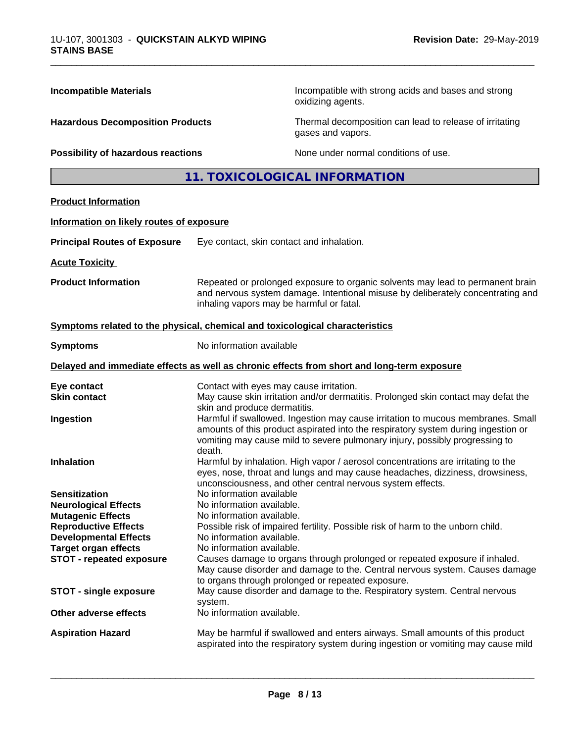| | |
|---|---|
| **Incompatible Materials** | Incompatible with strong acids and bases and strong oxidizing agents. |
| **Hazardous Decomposition Products** | Thermal decomposition can lead to release of irritating gases and vapors. |
| **Possibility of hazardous reactions** | None under normal conditions of use. |

## 11. TOXICOLOGICAL INFORMATION

**Product Information**

**Information on likely routes of exposure**

**Principal Routes of Exposure** Eye contact, skin contact and inhalation.

**Acute Toxicity**

**Product Information** Repeated or prolonged exposure to organic solvents may lead to permanent brain and nervous system damage. Intentional misuse by deliberately concentrating and inhaling vapors may be harmful or fatal.

**Symptoms related to the physical, chemical and toxicological characteristics**

**Symptoms** No information available

**Delayed and immediate effects as well as chronic effects from short and long-term exposure**

| | |
|---|---|
| **Eye contact** | Contact with eyes may cause irritation. |
| **Skin contact** | May cause skin irritation and/or dermatitis. Prolonged skin contact may defat the skin and produce dermatitis. |
| **Ingestion** | Harmful if swallowed. Ingestion may cause irritation to mucous membranes. Small amounts of this product aspirated into the respiratory system during ingestion or vomiting may cause mild to severe pulmonary injury, possibly progressing to death. |
| **Inhalation** | Harmful by inhalation. High vapor / aerosol concentrations are irritating to the eyes, nose, throat and lungs and may cause headaches, dizziness, drowsiness, unconsciousness, and other central nervous system effects. |
| **Sensitization** | No information available |
| **Neurological Effects** | No information available. |
| **Mutagenic Effects** | No information available. |
| **Reproductive Effects** | Possible risk of impaired fertility. Possible risk of harm to the unborn child. |
| **Developmental Effects** | No information available. |
| **Target organ effects** | No information available. |
| **STOT - repeated exposure** | Causes damage to organs through prolonged or repeated exposure if inhaled. May cause disorder and damage to the. Central nervous system. Causes damage to organs through prolonged or repeated exposure. |
| **STOT - single exposure** | May cause disorder and damage to the. Respiratory system. Central nervous system. |
| **Other adverse effects** | No information available. |
| **Aspiration Hazard** | May be harmful if swallowed and enters airways. Small amounts of this product aspirated into the respiratory system during ingestion or vomiting may cause mild |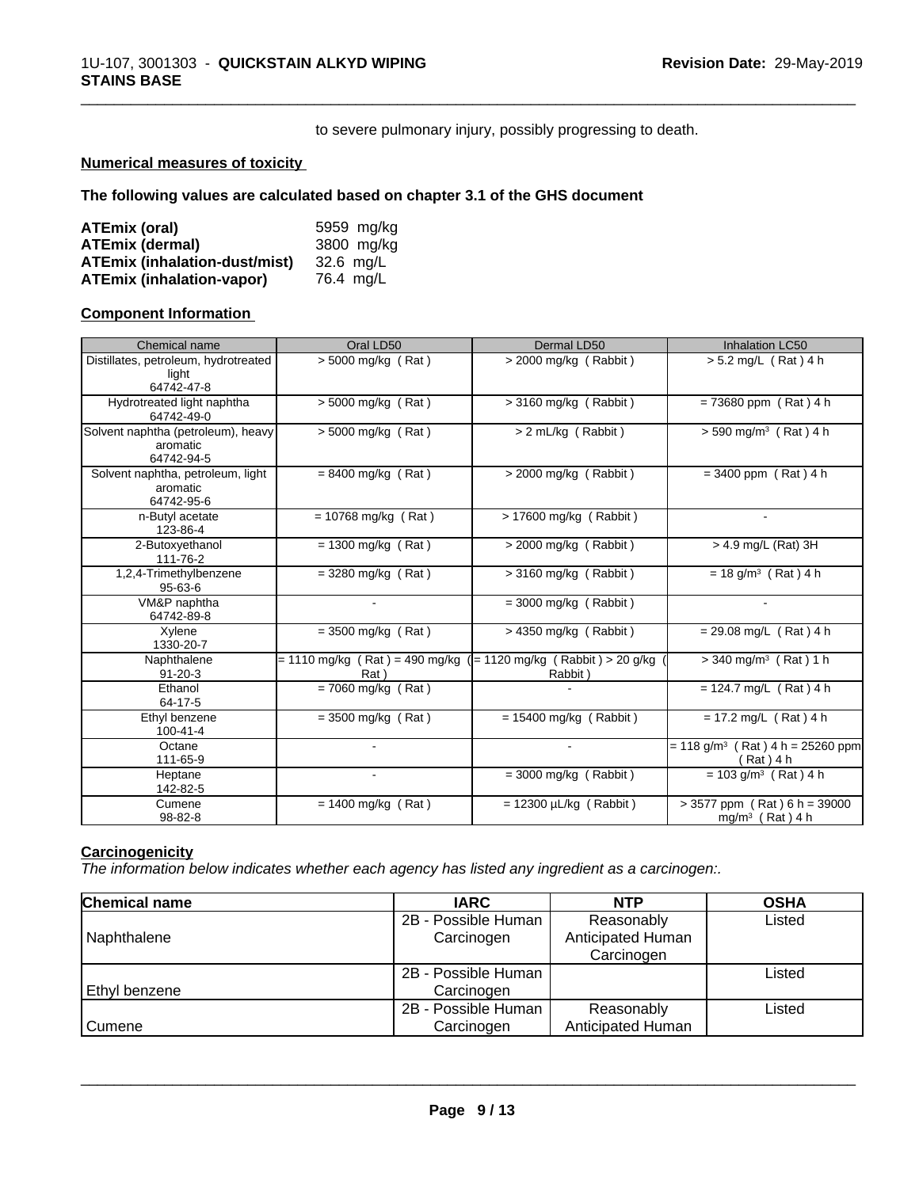to severe pulmonary injury, possibly progressing to death.

**Numerical measures of toxicity**

**The following values are calculated based on chapter 3.1 of the GHS document**

| | |
|---|---|
| **ATEmix (oral)** | 5959 mg/kg |
| **ATEmix (dermal)** | 3800 mg/kg |
| **ATEmix (inhalation-dust/mist)** | 32.6 mg/L |
| **ATEmix (inhalation-vapor)** | 76.4 mg/L |

**Component Information**

| Chemical name | Oral LD50 | Dermal LD50 | Inhalation LC50 |
|---|---|---|---|
| Distillates, petroleum, hydrotreated light 64742-47-8 | > 5000 mg/kg ( Rat ) | > 2000 mg/kg ( Rabbit ) | > 5.2 mg/L ( Rat ) 4 h |
| Hydrotreated light naphtha 64742-49-0 | > 5000 mg/kg ( Rat ) | > 3160 mg/kg ( Rabbit ) | = 73680 ppm ( Rat ) 4 h |
| Solvent naphtha (petroleum), heavy aromatic 64742-94-5 | > 5000 mg/kg ( Rat ) | > 2 mL/kg ( Rabbit ) | > 590 mg/m³ ( Rat ) 4 h |
| Solvent naphtha, petroleum, light aromatic 64742-95-6 | = 8400 mg/kg ( Rat ) | > 2000 mg/kg ( Rabbit ) | = 3400 ppm ( Rat ) 4 h |
| n-Butyl acetate 123-86-4 | = 10768 mg/kg ( Rat ) | > 17600 mg/kg ( Rabbit ) | - |
| 2-Butoxyethanol 111-76-2 | = 1300 mg/kg ( Rat ) | > 2000 mg/kg ( Rabbit ) | > 4.9 mg/L (Rat) 3H |
| 1,2,4-Trimethylbenzene 95-63-6 | = 3280 mg/kg ( Rat ) | > 3160 mg/kg ( Rabbit ) | = 18 g/m³ ( Rat ) 4 h |
| VM&P naphtha 64742-89-8 | - | = 3000 mg/kg ( Rabbit ) | - |
| Xylene 1330-20-7 | = 3500 mg/kg ( Rat ) | > 4350 mg/kg ( Rabbit ) | = 29.08 mg/L ( Rat ) 4 h |
| Naphthalene 91-20-3 | = 1110 mg/kg ( Rat ) = 490 mg/kg ( Rat ) | = 1120 mg/kg ( Rabbit ) > 20 g/kg ( Rabbit ) | > 340 mg/m³ ( Rat ) 1 h |
| Ethanol 64-17-5 | = 7060 mg/kg ( Rat ) | - | = 124.7 mg/L ( Rat ) 4 h |
| Ethyl benzene 100-41-4 | = 3500 mg/kg ( Rat ) | = 15400 mg/kg ( Rabbit ) | = 17.2 mg/L ( Rat ) 4 h |
| Octane 111-65-9 | - | - | = 118 g/m³ ( Rat ) 4 h = 25260 ppm ( Rat ) 4 h |
| Heptane 142-82-5 | - | = 3000 mg/kg ( Rabbit ) | = 103 g/m³ ( Rat ) 4 h |
| Cumene 98-82-8 | = 1400 mg/kg ( Rat ) | = 12300 µL/kg ( Rabbit ) | > 3577 ppm ( Rat ) 6 h = 39000 mg/m³ ( Rat ) 4 h |

**Carcinogenicity**

*The information below indicates whether each agency has listed any ingredient as a carcinogen:.*

| Chemical name | IARC | NTP | OSHA |
|---|---|---|---|
| Naphthalene | 2B - Possible Human Carcinogen | Reasonably Anticipated Human Carcinogen | Listed |
| Ethyl benzene | 2B - Possible Human Carcinogen | | Listed |
| Cumene | 2B - Possible Human Carcinogen | Reasonably Anticipated Human | Listed |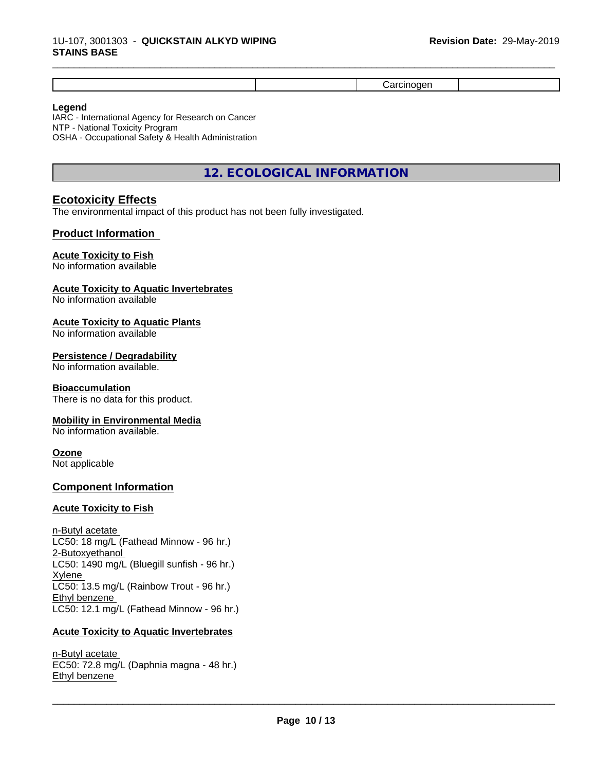| | | Carcinogen | |
|---|---|---|---|

**Legend**

IARC - International Agency for Research on Cancer
NTP - National Toxicity Program
OSHA - Occupational Safety & Health Administration

## 12. ECOLOGICAL INFORMATION

### Ecotoxicity Effects

The environmental impact of this product has not been fully investigated.

### Product Information

**Acute Toxicity to Fish**
No information available

**Acute Toxicity to Aquatic Invertebrates**
No information available

**Acute Toxicity to Aquatic Plants**
No information available

**Persistence / Degradability**
No information available.

**Bioaccumulation**
There is no data for this product.

**Mobility in Environmental Media**
No information available.

**Ozone**
Not applicable

### Component Information

**Acute Toxicity to Fish**

n-Butyl acetate
LC50: 18 mg/L (Fathead Minnow - 96 hr.)
2-Butoxyethanol
LC50: 1490 mg/L (Bluegill sunfish - 96 hr.)
Xylene
LC50: 13.5 mg/L (Rainbow Trout - 96 hr.)
Ethyl benzene
LC50: 12.1 mg/L (Fathead Minnow - 96 hr.)

**Acute Toxicity to Aquatic Invertebrates**

n-Butyl acetate
EC50: 72.8 mg/L (Daphnia magna - 48 hr.)
Ethyl benzene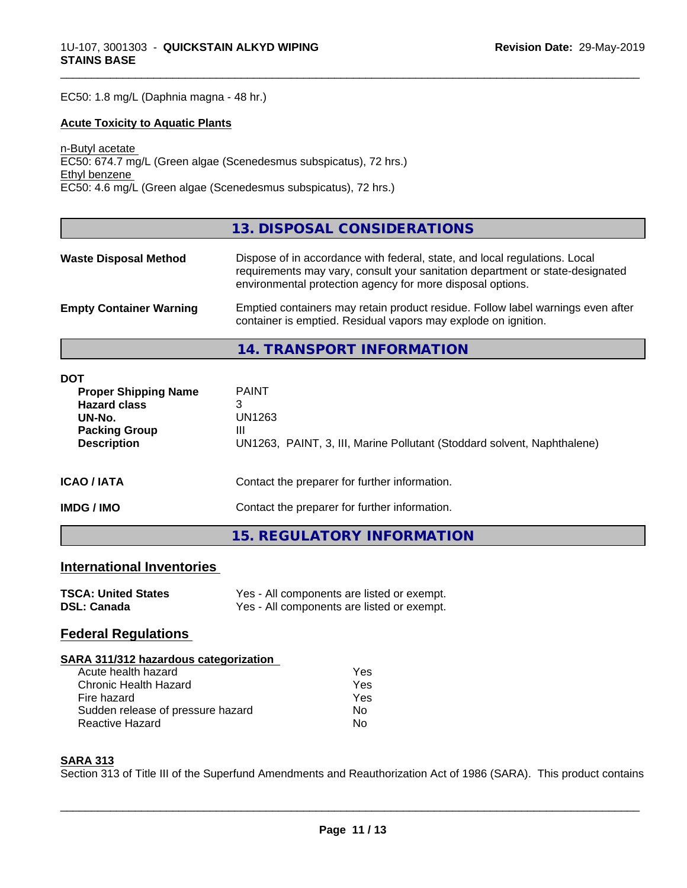EC50: 1.8 mg/L (Daphnia magna - 48 hr.)

**Acute Toxicity to Aquatic Plants**

n-Butyl acetate
EC50: 674.7 mg/L (Green algae (Scenedesmus subspicatus), 72 hrs.)
Ethyl benzene
EC50: 4.6 mg/L (Green algae (Scenedesmus subspicatus), 72 hrs.)

## 13. DISPOSAL CONSIDERATIONS

| | |
|---|---|
| **Waste Disposal Method** | Dispose of in accordance with federal, state, and local regulations. Local requirements may vary, consult your sanitation department or state-designated environmental protection agency for more disposal options. |
| **Empty Container Warning** | Emptied containers may retain product residue. Follow label warnings even after container is emptied. Residual vapors may explode on ignition. |

## 14. TRANSPORT INFORMATION

**DOT**

| | |
|---|---|
| **Proper Shipping Name** | PAINT |
| **Hazard class** | 3 |
| **UN-No.** | UN1263 |
| **Packing Group** | III |
| **Description** | UN1263, PAINT, 3, III, Marine Pollutant (Stoddard solvent, Naphthalene) |

| | |
|---|---|
| **ICAO / IATA** | Contact the preparer for further information. |
| **IMDG / IMO** | Contact the preparer for further information. |

## 15. REGULATORY INFORMATION

### International Inventories

| | |
|---|---|
| **TSCA: United States** | Yes - All components are listed or exempt. |
| **DSL: Canada** | Yes - All components are listed or exempt. |

### Federal Regulations

**SARA 311/312 hazardous categorization**

| | |
|---|---|
| Acute health hazard | Yes |
| Chronic Health Hazard | Yes |
| Fire hazard | Yes |
| Sudden release of pressure hazard | No |
| Reactive Hazard | No |

**SARA 313**

Section 313 of Title III of the Superfund Amendments and Reauthorization Act of 1986 (SARA). This product contains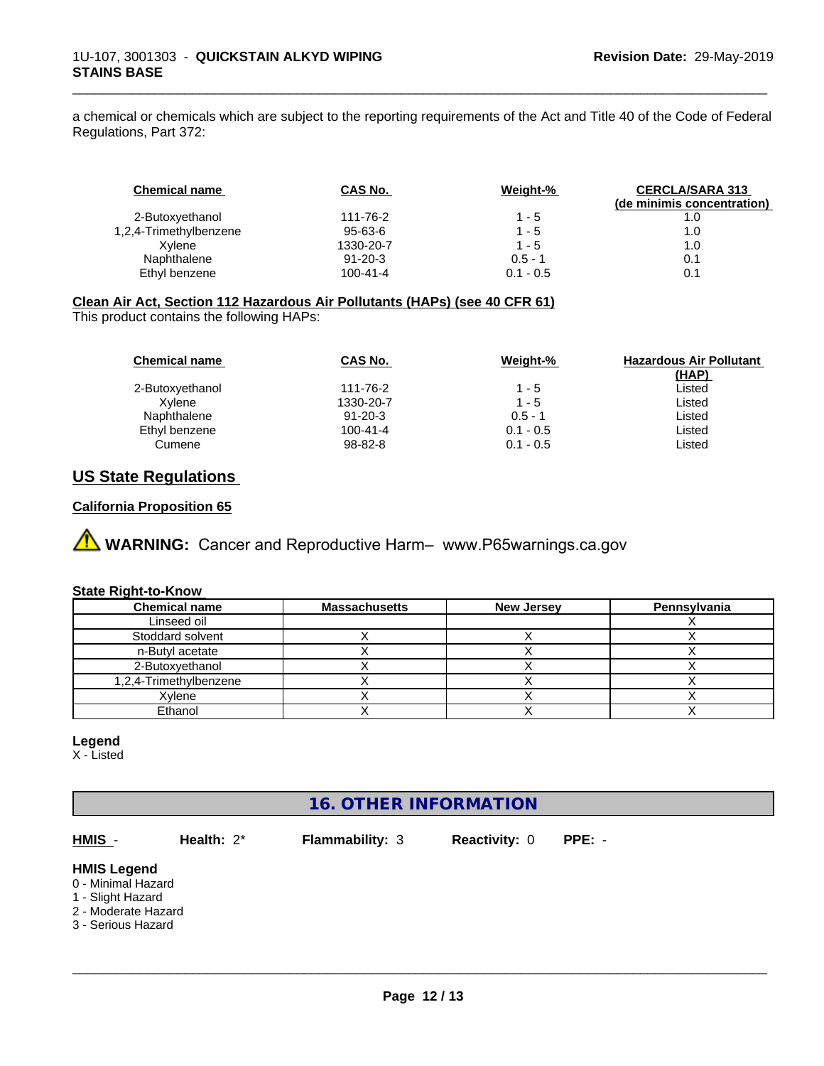a chemical or chemicals which are subject to the reporting requirements of the Act and Title 40 of the Code of Federal Regulations, Part 372:

| Chemical name | CAS No. | Weight-% | CERCLA/SARA 313 (de minimis concentration) |
|---|---|---|---|
| 2-Butoxyethanol | 111-76-2 | 1 - 5 | 1.0 |
| 1,2,4-Trimethylbenzene | 95-63-6 | 1 - 5 | 1.0 |
| Xylene | 1330-20-7 | 1 - 5 | 1.0 |
| Naphthalene | 91-20-3 | 0.5 - 1 | 0.1 |
| Ethyl benzene | 100-41-4 | 0.1 - 0.5 | 0.1 |

**Clean Air Act, Section 112 Hazardous Air Pollutants (HAPs) (see 40 CFR 61)**

This product contains the following HAPs:

| Chemical name | CAS No. | Weight-% | Hazardous Air Pollutant (HAP) |
|---|---|---|---|
| 2-Butoxyethanol | 111-76-2 | 1 - 5 | Listed |
| Xylene | 1330-20-7 | 1 - 5 | Listed |
| Naphthalene | 91-20-3 | 0.5 - 1 | Listed |
| Ethyl benzene | 100-41-4 | 0.1 - 0.5 | Listed |
| Cumene | 98-82-8 | 0.1 - 0.5 | Listed |

## US State Regulations

**California Proposition 65**

⚠ **WARNING:** Cancer and Reproductive Harm– www.P65warnings.ca.gov

**State Right-to-Know**

| Chemical name | Massachusetts | New Jersey | Pennsylvania |
|---|---|---|---|
| Linseed oil | | | X |
| Stoddard solvent | X | X | X |
| n-Butyl acetate | X | X | X |
| 2-Butoxyethanol | X | X | X |
| 1,2,4-Trimethylbenzene | X | X | X |
| Xylene | X | X | X |
| Ethanol | X | X | X |

**Legend**

X - Listed

## 16. OTHER INFORMATION

**HMIS** - **Health:** 2* **Flammability:** 3 **Reactivity:** 0 **PPE:** -

**HMIS Legend**

0 - Minimal Hazard
1 - Slight Hazard
2 - Moderate Hazard
3 - Serious Hazard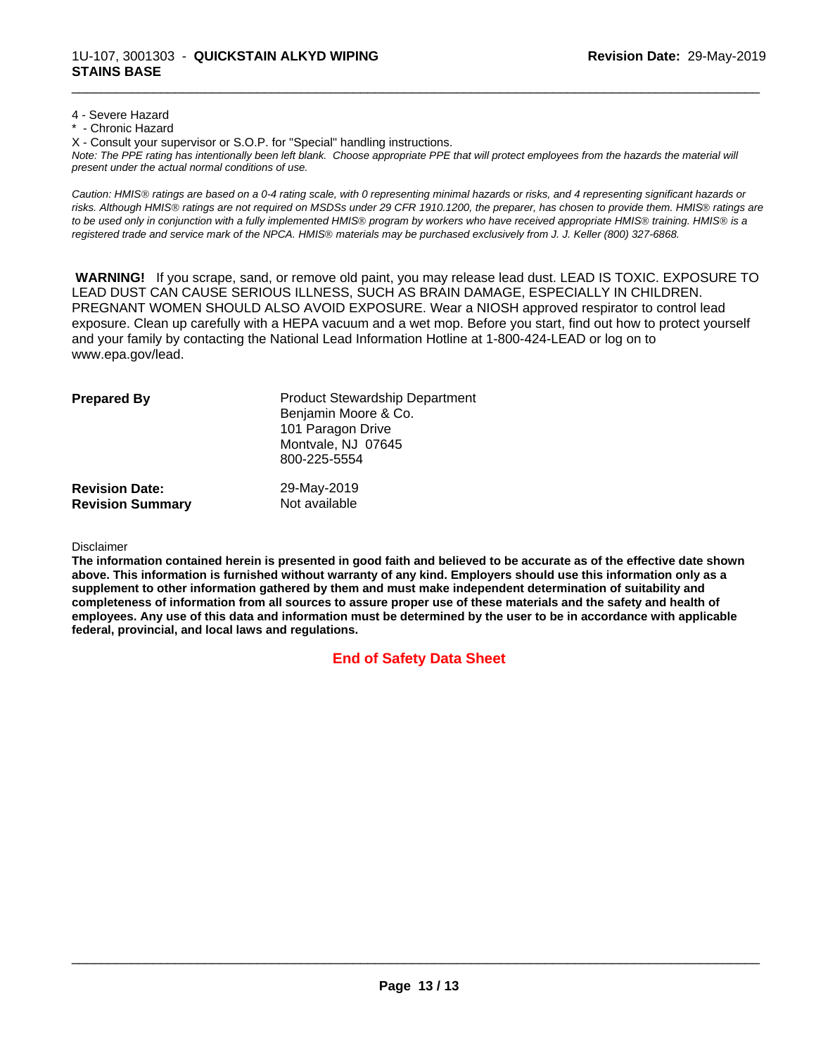4 - Severe Hazard
* - Chronic Hazard
X - Consult your supervisor or S.O.P. for "Special" handling instructions.

*Note: The PPE rating has intentionally been left blank. Choose appropriate PPE that will protect employees from the hazards the material will present under the actual normal conditions of use.*

*Caution: HMIS® ratings are based on a 0-4 rating scale, with 0 representing minimal hazards or risks, and 4 representing significant hazards or risks. Although HMIS® ratings are not required on MSDSs under 29 CFR 1910.1200, the preparer, has chosen to provide them. HMIS® ratings are to be used only in conjunction with a fully implemented HMIS® program by workers who have received appropriate HMIS® training. HMIS® is a registered trade and service mark of the NPCA. HMIS® materials may be purchased exclusively from J. J. Keller (800) 327-6868.*

**WARNING!** If you scrape, sand, or remove old paint, you may release lead dust. LEAD IS TOXIC. EXPOSURE TO LEAD DUST CAN CAUSE SERIOUS ILLNESS, SUCH AS BRAIN DAMAGE, ESPECIALLY IN CHILDREN. PREGNANT WOMEN SHOULD ALSO AVOID EXPOSURE. Wear a NIOSH approved respirator to control lead exposure. Clean up carefully with a HEPA vacuum and a wet mop. Before you start, find out how to protect yourself and your family by contacting the National Lead Information Hotline at 1-800-424-LEAD or log on to www.epa.gov/lead.

| | |
|---|---|
| **Prepared By** | Product Stewardship Department<br>Benjamin Moore & Co.<br>101 Paragon Drive<br>Montvale, NJ 07645<br>800-225-5554 |
| **Revision Date:** | 29-May-2019 |
| **Revision Summary** | Not available |

Disclaimer

**The information contained herein is presented in good faith and believed to be accurate as of the effective date shown above. This information is furnished without warranty of any kind. Employers should use this information only as a supplement to other information gathered by them and must make independent determination of suitability and completeness of information from all sources to assure proper use of these materials and the safety and health of employees. Any use of this data and information must be determined by the user to be in accordance with applicable federal, provincial, and local laws and regulations.**

**End of Safety Data Sheet**